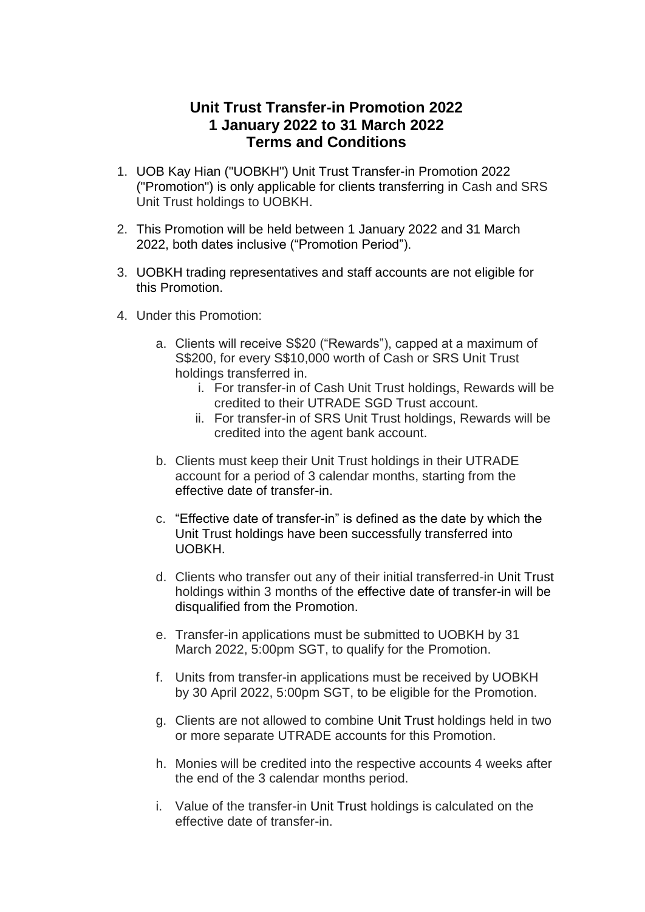# Unit Trust Transfer-in Promotion 2022
# 1 January 2022 to 31 March 2022
# Terms and Conditions

1. UOB Kay Hian ("UOBKH") Unit Trust Transfer-in Promotion 2022 ("Promotion") is only applicable for clients transferring in Cash and SRS Unit Trust holdings to UOBKH.

2. This Promotion will be held between 1 January 2022 and 31 March 2022, both dates inclusive ("Promotion Period").

3. UOBKH trading representatives and staff accounts are not eligible for this Promotion.

4. Under this Promotion:

    a. Clients will receive S$20 ("Rewards"), capped at a maximum of S$200, for every S$10,000 worth of Cash or SRS Unit Trust holdings transferred in.
        i. For transfer-in of Cash Unit Trust holdings, Rewards will be credited to their UTRADE SGD Trust account.
        ii. For transfer-in of SRS Unit Trust holdings, Rewards will be credited into the agent bank account.

    b. Clients must keep their Unit Trust holdings in their UTRADE account for a period of 3 calendar months, starting from the effective date of transfer-in.

    c. "Effective date of transfer-in" is defined as the date by which the Unit Trust holdings have been successfully transferred into UOBKH.

    d. Clients who transfer out any of their initial transferred-in Unit Trust holdings within 3 months of the effective date of transfer-in will be disqualified from the Promotion.

    e. Transfer-in applications must be submitted to UOBKH by 31 March 2022, 5:00pm SGT, to qualify for the Promotion.

    f. Units from transfer-in applications must be received by UOBKH by 30 April 2022, 5:00pm SGT, to be eligible for the Promotion.

    g. Clients are not allowed to combine Unit Trust holdings held in two or more separate UTRADE accounts for this Promotion.

    h. Monies will be credited into the respective accounts 4 weeks after the end of the 3 calendar months period.

    i. Value of the transfer-in Unit Trust holdings is calculated on the effective date of transfer-in.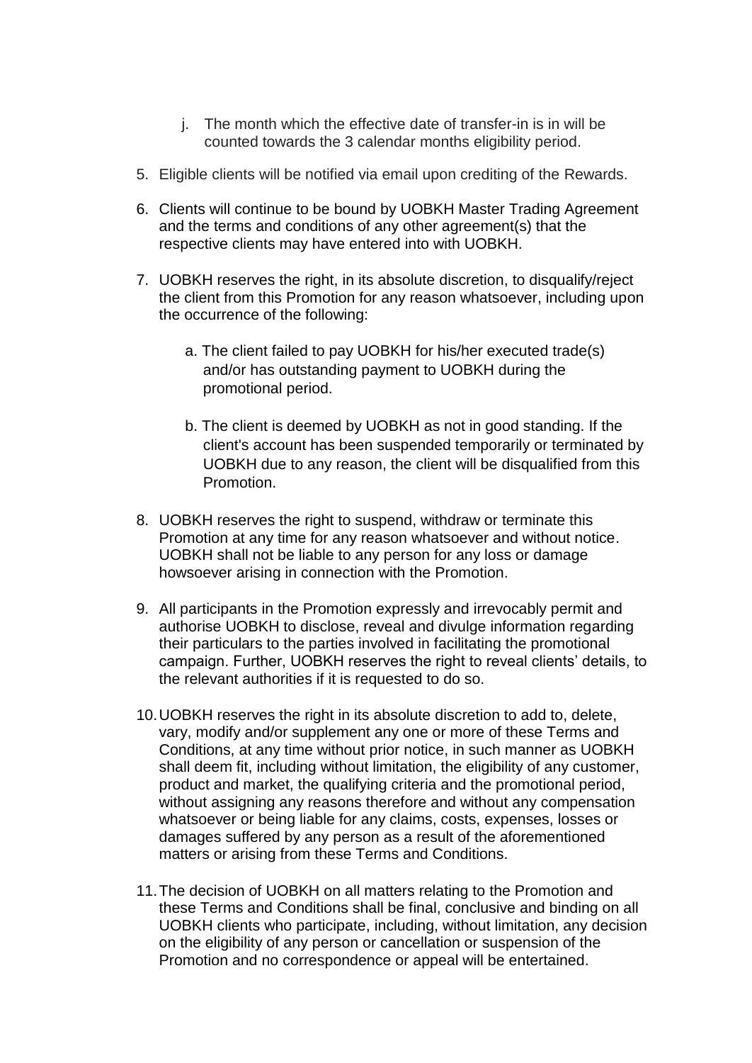j. The month which the effective date of transfer-in is in will be counted towards the 3 calendar months eligibility period.

5. Eligible clients will be notified via email upon crediting of the Rewards.

6. Clients will continue to be bound by UOBKH Master Trading Agreement and the terms and conditions of any other agreement(s) that the respective clients may have entered into with UOBKH.

7. UOBKH reserves the right, in its absolute discretion, to disqualify/reject the client from this Promotion for any reason whatsoever, including upon the occurrence of the following:

   a. The client failed to pay UOBKH for his/her executed trade(s) and/or has outstanding payment to UOBKH during the promotional period.

   b. The client is deemed by UOBKH as not in good standing. If the client's account has been suspended temporarily or terminated by UOBKH due to any reason, the client will be disqualified from this Promotion.

8. UOBKH reserves the right to suspend, withdraw or terminate this Promotion at any time for any reason whatsoever and without notice. UOBKH shall not be liable to any person for any loss or damage howsoever arising in connection with the Promotion.

9. All participants in the Promotion expressly and irrevocably permit and authorise UOBKH to disclose, reveal and divulge information regarding their particulars to the parties involved in facilitating the promotional campaign. Further, UOBKH reserves the right to reveal clients' details, to the relevant authorities if it is requested to do so.

10. UOBKH reserves the right in its absolute discretion to add to, delete, vary, modify and/or supplement any one or more of these Terms and Conditions, at any time without prior notice, in such manner as UOBKH shall deem fit, including without limitation, the eligibility of any customer, product and market, the qualifying criteria and the promotional period, without assigning any reasons therefore and without any compensation whatsoever or being liable for any claims, costs, expenses, losses or damages suffered by any person as a result of the aforementioned matters or arising from these Terms and Conditions.

11. The decision of UOBKH on all matters relating to the Promotion and these Terms and Conditions shall be final, conclusive and binding on all UOBKH clients who participate, including, without limitation, any decision on the eligibility of any person or cancellation or suspension of the Promotion and no correspondence or appeal will be entertained.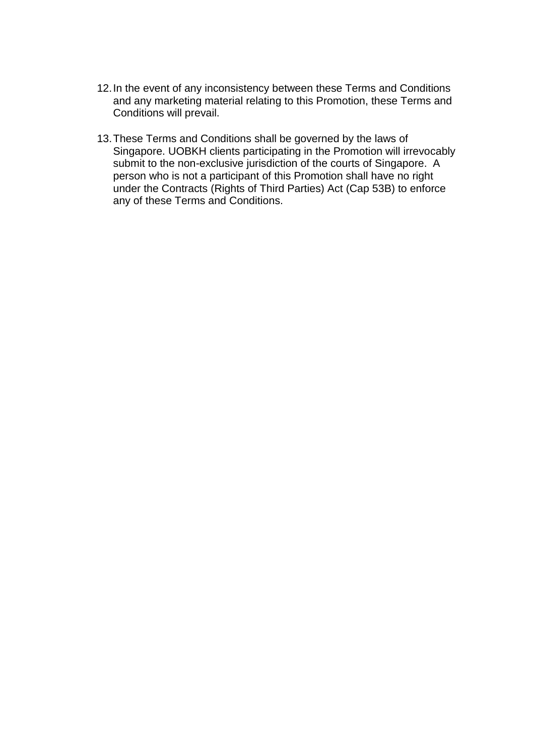12. In the event of any inconsistency between these Terms and Conditions and any marketing material relating to this Promotion, these Terms and Conditions will prevail.

13. These Terms and Conditions shall be governed by the laws of Singapore. UOBKH clients participating in the Promotion will irrevocably submit to the non-exclusive jurisdiction of the courts of Singapore. A person who is not a participant of this Promotion shall have no right under the Contracts (Rights of Third Parties) Act (Cap 53B) to enforce any of these Terms and Conditions.